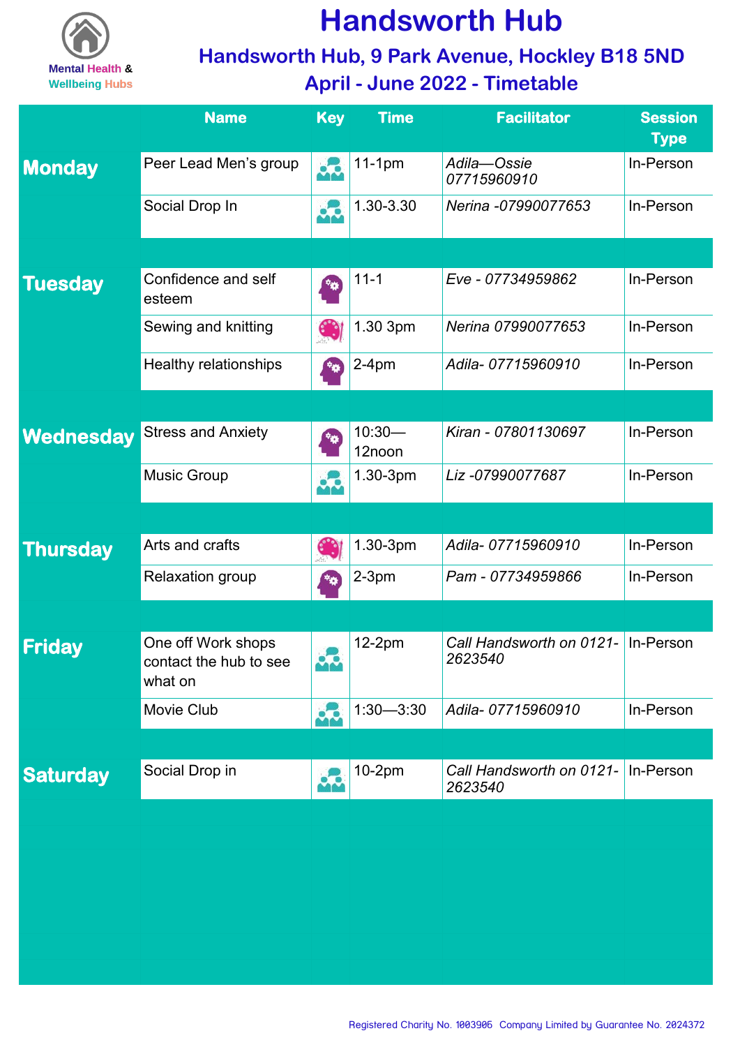Mental Health & Wellbeing Hubs

# Handsworth Hub

## Handsworth Hub, 9 Park Avenue, Hockley B18 5ND

## April - June 2022 - Timetable

| | Name | Key | Time | Facilitator | Session Type |
|---|---|---|---|---|---|
| **Monday** | Peer Lead Men's group | | 11-1pm | *Adila—Ossie 07715960910* | In-Person |
| | Social Drop In | | 1.30-3.30 | *Nerina -07990077653* | In-Person |
| **Tuesday** | Confidence and self esteem | | 11-1 | *Eve - 07734959862* | In-Person |
| | Sewing and knitting | | 1.30 3pm | *Nerina 07990077653* | In-Person |
| | Healthy relationships | | 2-4pm | *Adila- 07715960910* | In-Person |
| **Wednesday** | Stress and Anxiety | | 10:30—12noon | *Kiran - 07801130697* | In-Person |
| | Music Group | | 1.30-3pm | *Liz -07990077687* | In-Person |
| **Thursday** | Arts and crafts | | 1.30-3pm | *Adila- 07715960910* | In-Person |
| | Relaxation group | | 2-3pm | *Pam - 07734959866* | In-Person |
| **Friday** | One off Work shops contact the hub to see what on | | 12-2pm | *Call Handsworth on 0121-2623540* | In-Person |
| | Movie Club | | 1:30—3:30 | *Adila- 07715960910* | In-Person |
| **Saturday** | Social Drop in | | 10-2pm | *Call Handsworth on 0121-2623540* | In-Person |

Registered Charity No. 1003906 Company Limited by Guarantee No. 2024372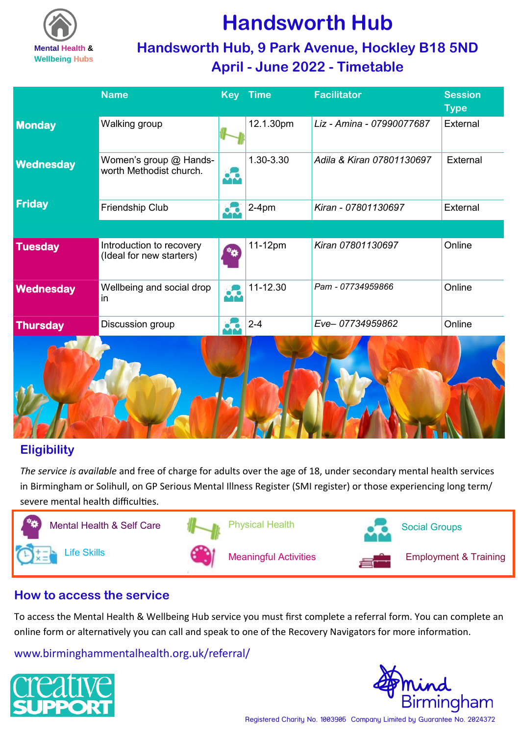Mental Health & Wellbeing Hubs

# Handsworth Hub

## Handsworth Hub, 9 Park Avenue, Hockley B18 5ND

## April - June 2022 - Timetable

| | Name | Key | Time | Facilitator | Session Type |
|---|---|---|---|---|---|
| **Monday** | Walking group | | 12.1.30pm | *Liz - Amina - 07990077687* | External |
| **Wednesday** | Women's group @ Handsworth Methodist church. | | 1.30-3.30 | *Adila & Kiran 07801130697* | External |
| **Friday** | Friendship Club | | 2-4pm | *Kiran - 07801130697* | External |
| | | | | | |
| **Tuesday** | Introduction to recovery (Ideal for new starters) | | 11-12pm | *Kiran 07801130697* | Online |
| **Wednesday** | Wellbeing and social drop in | | 11-12.30 | *Pam - 07734959866* | Online |
| **Thursday** | Discussion group | | 2-4 | *Eve– 07734959862* | Online |

## Eligibility

*The service is available* and free of charge for adults over the age of 18, under secondary mental health services in Birmingham or Solihull, on GP Serious Mental Illness Register (SMI register) or those experiencing long term/ severe mental health difficulties.

Mental Health & Self Care | Physical Health | Social Groups

Life Skills | Meaningful Activities | Employment & Training

## How to access the service

To access the Mental Health & Wellbeing Hub service you must first complete a referral form. You can complete an online form or alternatively you can call and speak to one of the Recovery Navigators for more information.

www.birminghammentalhealth.org.uk/referral/

creative SUPPORT

mind Birmingham

Registered Charity No. 1003906 Company Limited by Guarantee No. 2024372